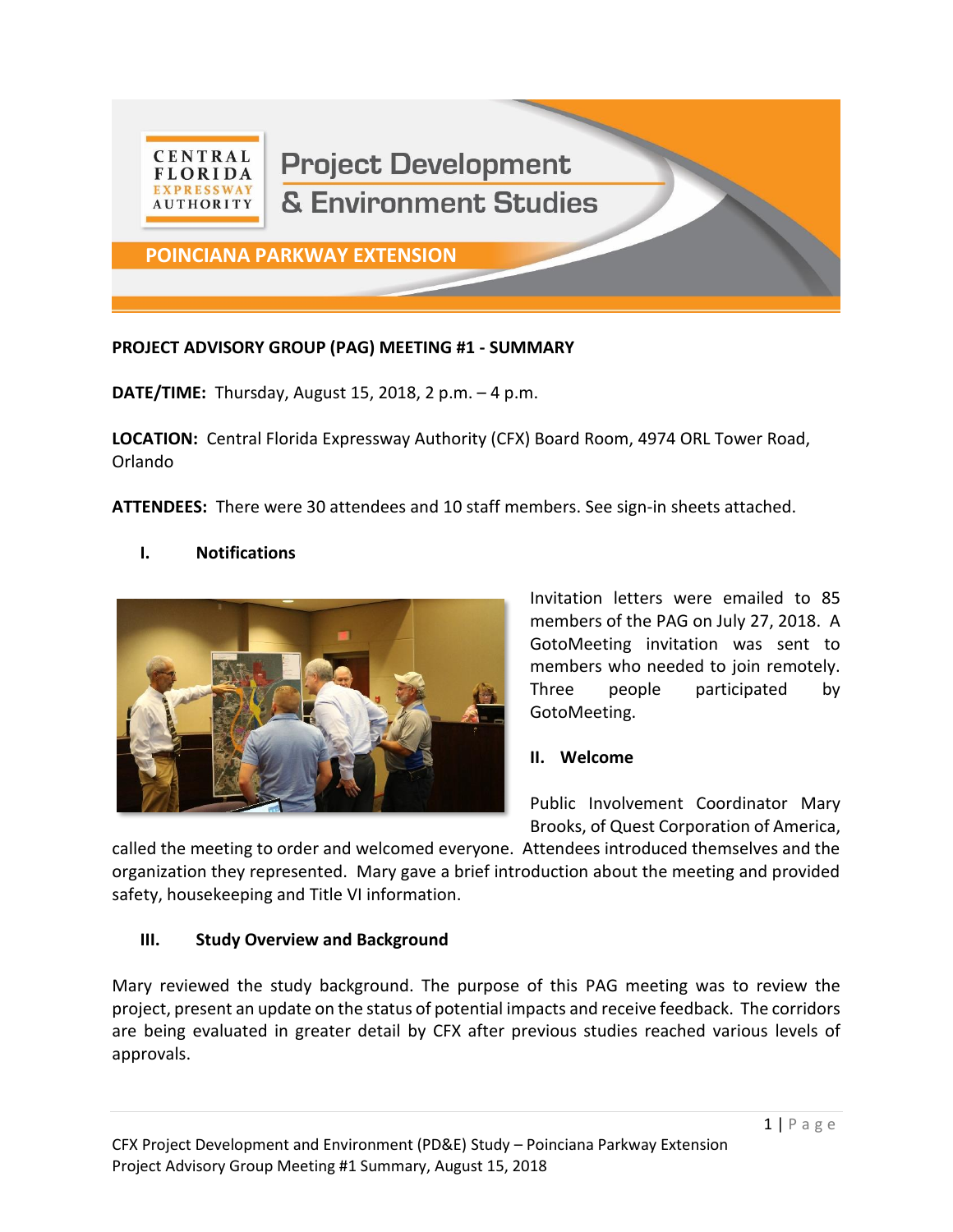CENTRAL FLORIDA EXPRESSWAY AUTHORITY

# Project Development & Environment Studies

## POINCIANA PARKWAY EXTENSION

**PROJECT ADVISORY GROUP (PAG) MEETING #1 - SUMMARY**

**DATE/TIME:** Thursday, August 15, 2018, 2 p.m. – 4 p.m.

**LOCATION:** Central Florida Expressway Authority (CFX) Board Room, 4974 ORL Tower Road, Orlando

**ATTENDEES:** There were 30 attendees and 10 staff members. See sign-in sheets attached.

### I. Notifications

Invitation letters were emailed to 85 members of the PAG on July 27, 2018. A GotoMeeting invitation was sent to members who needed to join remotely. Three people participated by GotoMeeting.

### II. Welcome

Public Involvement Coordinator Mary Brooks, of Quest Corporation of America, called the meeting to order and welcomed everyone. Attendees introduced themselves and the organization they represented. Mary gave a brief introduction about the meeting and provided safety, housekeeping and Title VI information.

### III. Study Overview and Background

Mary reviewed the study background. The purpose of this PAG meeting was to review the project, present an update on the status of potential impacts and receive feedback. The corridors are being evaluated in greater detail by CFX after previous studies reached various levels of approvals.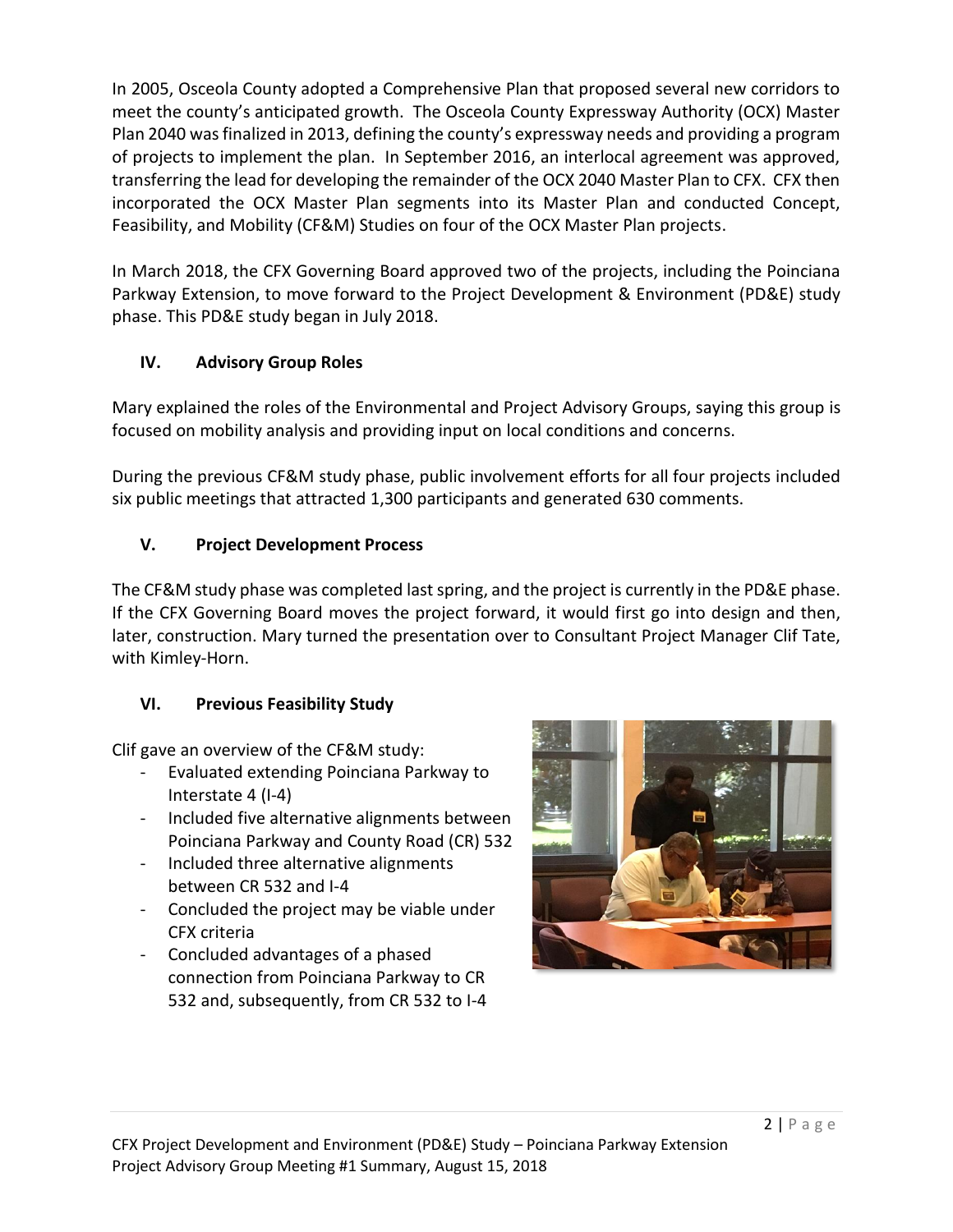In 2005, Osceola County adopted a Comprehensive Plan that proposed several new corridors to meet the county's anticipated growth. The Osceola County Expressway Authority (OCX) Master Plan 2040 was finalized in 2013, defining the county's expressway needs and providing a program of projects to implement the plan. In September 2016, an interlocal agreement was approved, transferring the lead for developing the remainder of the OCX 2040 Master Plan to CFX. CFX then incorporated the OCX Master Plan segments into its Master Plan and conducted Concept, Feasibility, and Mobility (CF&M) Studies on four of the OCX Master Plan projects.

In March 2018, the CFX Governing Board approved two of the projects, including the Poinciana Parkway Extension, to move forward to the Project Development & Environment (PD&E) study phase. This PD&E study began in July 2018.

## IV. Advisory Group Roles

Mary explained the roles of the Environmental and Project Advisory Groups, saying this group is focused on mobility analysis and providing input on local conditions and concerns.

During the previous CF&M study phase, public involvement efforts for all four projects included six public meetings that attracted 1,300 participants and generated 630 comments.

## V. Project Development Process

The CF&M study phase was completed last spring, and the project is currently in the PD&E phase. If the CFX Governing Board moves the project forward, it would first go into design and then, later, construction. Mary turned the presentation over to Consultant Project Manager Clif Tate, with Kimley-Horn.

## VI. Previous Feasibility Study

Clif gave an overview of the CF&M study:

- Evaluated extending Poinciana Parkway to Interstate 4 (I-4)
- Included five alternative alignments between Poinciana Parkway and County Road (CR) 532
- Included three alternative alignments between CR 532 and I-4
- Concluded the project may be viable under CFX criteria
- Concluded advantages of a phased connection from Poinciana Parkway to CR 532 and, subsequently, from CR 532 to I-4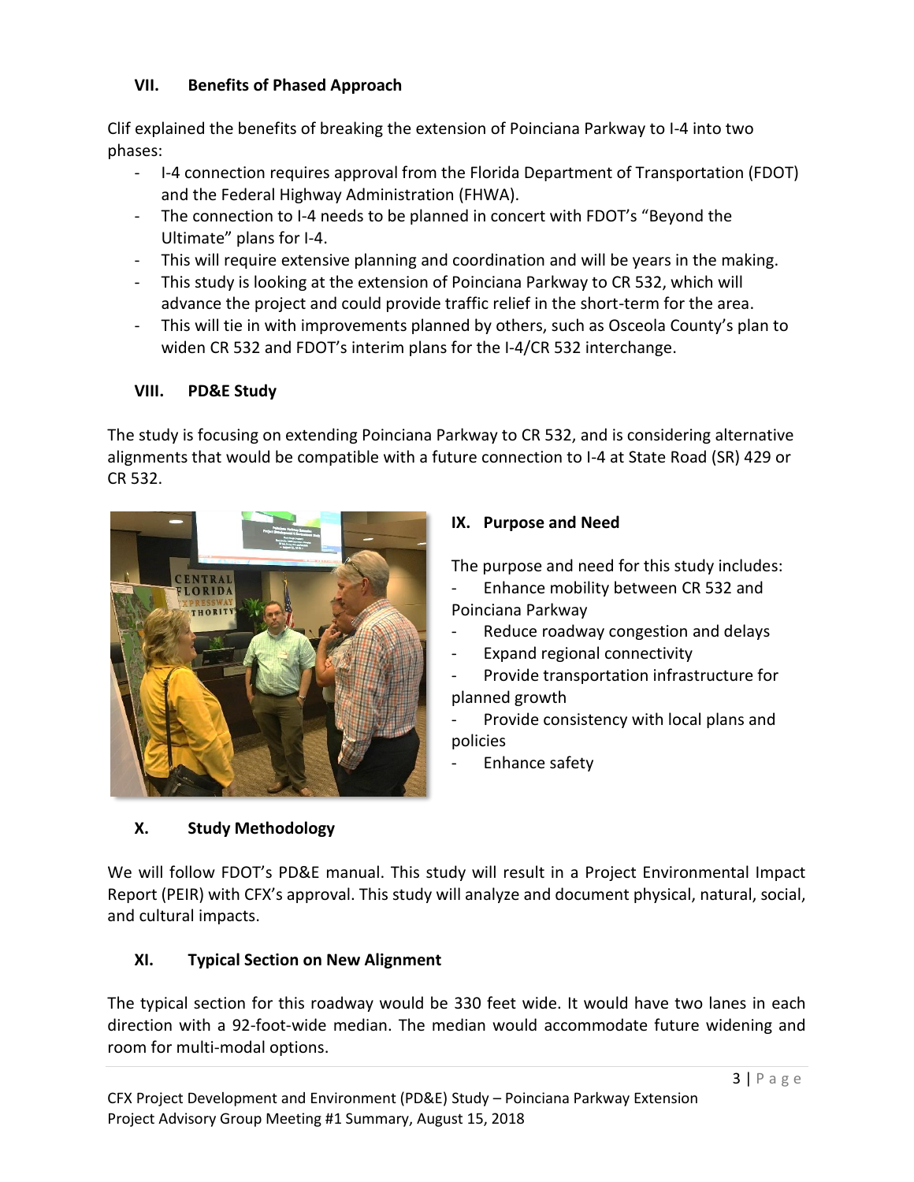### VII. Benefits of Phased Approach

Clif explained the benefits of breaking the extension of Poinciana Parkway to I-4 into two phases:

- I-4 connection requires approval from the Florida Department of Transportation (FDOT) and the Federal Highway Administration (FHWA).
- The connection to I-4 needs to be planned in concert with FDOT's "Beyond the Ultimate" plans for I-4.
- This will require extensive planning and coordination and will be years in the making.
- This study is looking at the extension of Poinciana Parkway to CR 532, which will advance the project and could provide traffic relief in the short-term for the area.
- This will tie in with improvements planned by others, such as Osceola County's plan to widen CR 532 and FDOT's interim plans for the I-4/CR 532 interchange.

### VIII. PD&E Study

The study is focusing on extending Poinciana Parkway to CR 532, and is considering alternative alignments that would be compatible with a future connection to I-4 at State Road (SR) 429 or CR 532.

### IX. Purpose and Need

The purpose and need for this study includes:

- Enhance mobility between CR 532 and Poinciana Parkway
- Reduce roadway congestion and delays
- Expand regional connectivity
- Provide transportation infrastructure for planned growth
- Provide consistency with local plans and policies
- Enhance safety

### X. Study Methodology

We will follow FDOT's PD&E manual. This study will result in a Project Environmental Impact Report (PEIR) with CFX's approval. This study will analyze and document physical, natural, social, and cultural impacts.

### XI. Typical Section on New Alignment

The typical section for this roadway would be 330 feet wide. It would have two lanes in each direction with a 92-foot-wide median. The median would accommodate future widening and room for multi-modal options.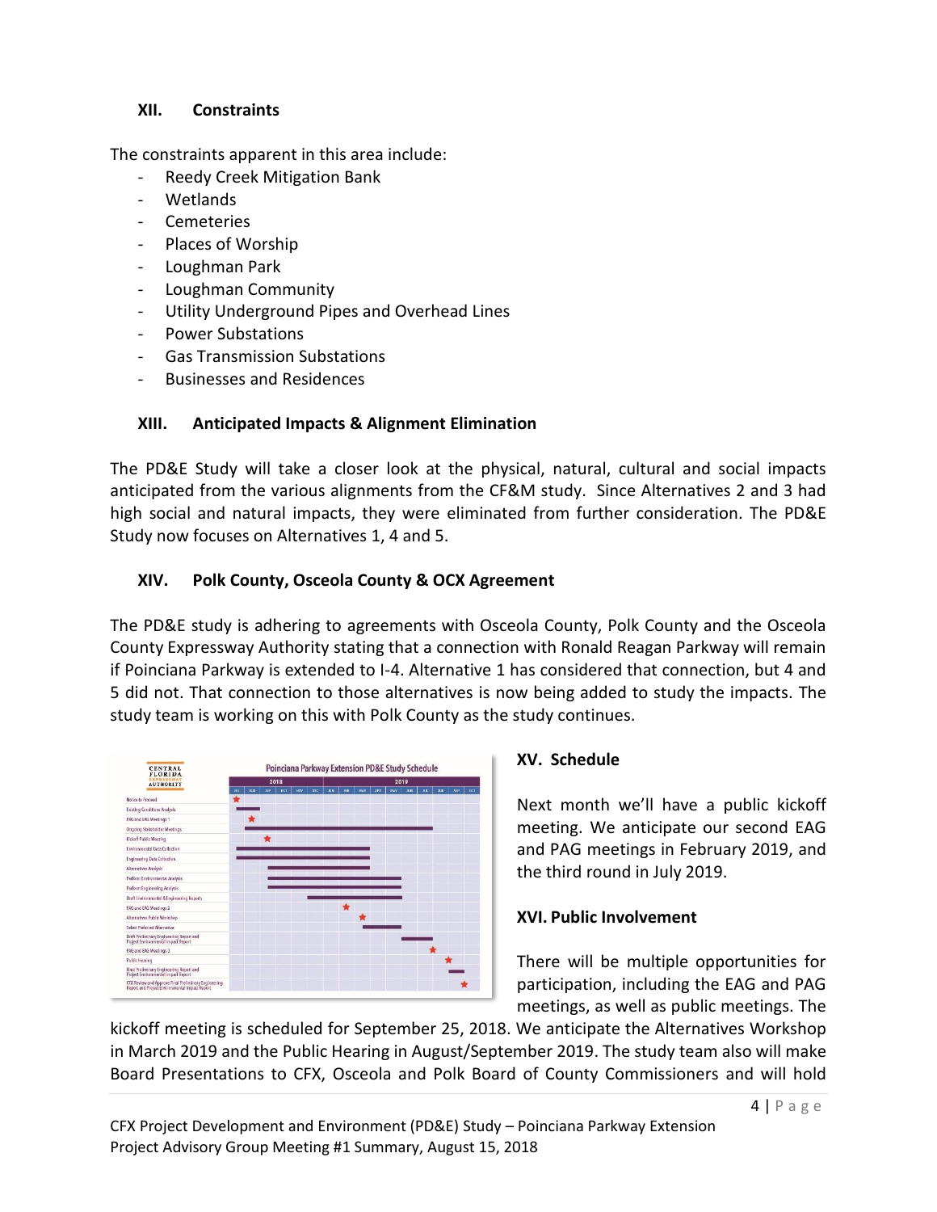## XII. Constraints

The constraints apparent in this area include:

- Reedy Creek Mitigation Bank
- Wetlands
- Cemeteries
- Places of Worship
- Loughman Park
- Loughman Community
- Utility Underground Pipes and Overhead Lines
- Power Substations
- Gas Transmission Substations
- Businesses and Residences

## XIII. Anticipated Impacts & Alignment Elimination

The PD&E Study will take a closer look at the physical, natural, cultural and social impacts anticipated from the various alignments from the CF&M study. Since Alternatives 2 and 3 had high social and natural impacts, they were eliminated from further consideration. The PD&E Study now focuses on Alternatives 1, 4 and 5.

## XIV. Polk County, Osceola County & OCX Agreement

The PD&E study is adhering to agreements with Osceola County, Polk County and the Osceola County Expressway Authority stating that a connection with Ronald Reagan Parkway will remain if Poinciana Parkway is extended to I-4. Alternative 1 has considered that connection, but 4 and 5 did not. That connection to those alternatives is now being added to study the impacts. The study team is working on this with Polk County as the study continues.

## XV. Schedule

Next month we'll have a public kickoff meeting. We anticipate our second EAG and PAG meetings in February 2019, and the third round in July 2019.

## XVI. Public Involvement

There will be multiple opportunities for participation, including the EAG and PAG meetings, as well as public meetings. The kickoff meeting is scheduled for September 25, 2018. We anticipate the Alternatives Workshop in March 2019 and the Public Hearing in August/September 2019. The study team also will make Board Presentations to CFX, Osceola and Polk Board of County Commissioners and will hold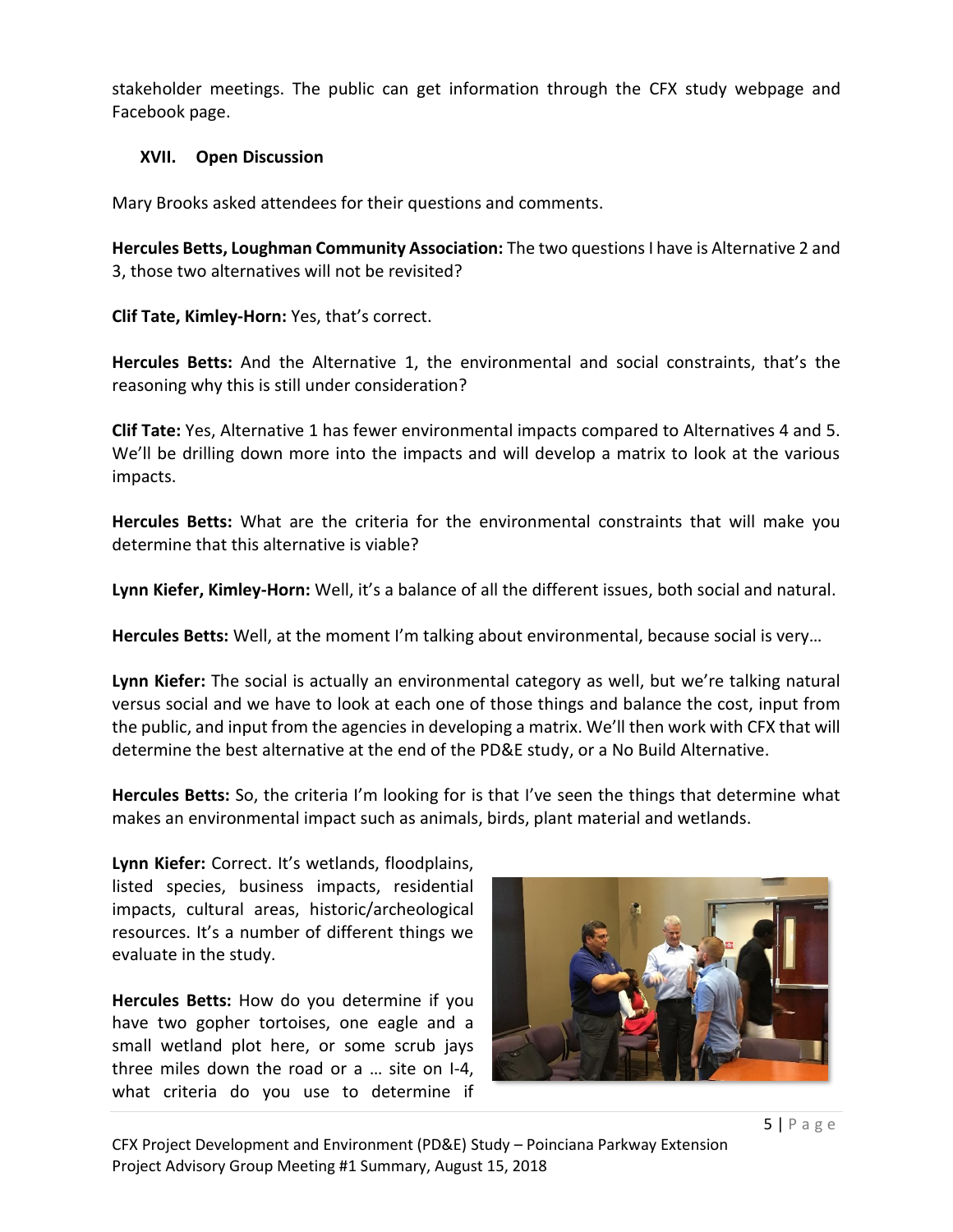stakeholder meetings. The public can get information through the CFX study webpage and Facebook page.

## XVII. Open Discussion

Mary Brooks asked attendees for their questions and comments.

**Hercules Betts, Loughman Community Association:** The two questions I have is Alternative 2 and 3, those two alternatives will not be revisited?

**Clif Tate, Kimley-Horn:** Yes, that's correct.

**Hercules Betts:** And the Alternative 1, the environmental and social constraints, that's the reasoning why this is still under consideration?

**Clif Tate:** Yes, Alternative 1 has fewer environmental impacts compared to Alternatives 4 and 5. We'll be drilling down more into the impacts and will develop a matrix to look at the various impacts.

**Hercules Betts:** What are the criteria for the environmental constraints that will make you determine that this alternative is viable?

**Lynn Kiefer, Kimley-Horn:** Well, it's a balance of all the different issues, both social and natural.

**Hercules Betts:** Well, at the moment I'm talking about environmental, because social is very…

**Lynn Kiefer:** The social is actually an environmental category as well, but we're talking natural versus social and we have to look at each one of those things and balance the cost, input from the public, and input from the agencies in developing a matrix. We'll then work with CFX that will determine the best alternative at the end of the PD&E study, or a No Build Alternative.

**Hercules Betts:** So, the criteria I'm looking for is that I've seen the things that determine what makes an environmental impact such as animals, birds, plant material and wetlands.

**Lynn Kiefer:** Correct. It's wetlands, floodplains, listed species, business impacts, residential impacts, cultural areas, historic/archeological resources. It's a number of different things we evaluate in the study.

**Hercules Betts:** How do you determine if you have two gopher tortoises, one eagle and a small wetland plot here, or some scrub jays three miles down the road or a … site on I-4, what criteria do you use to determine if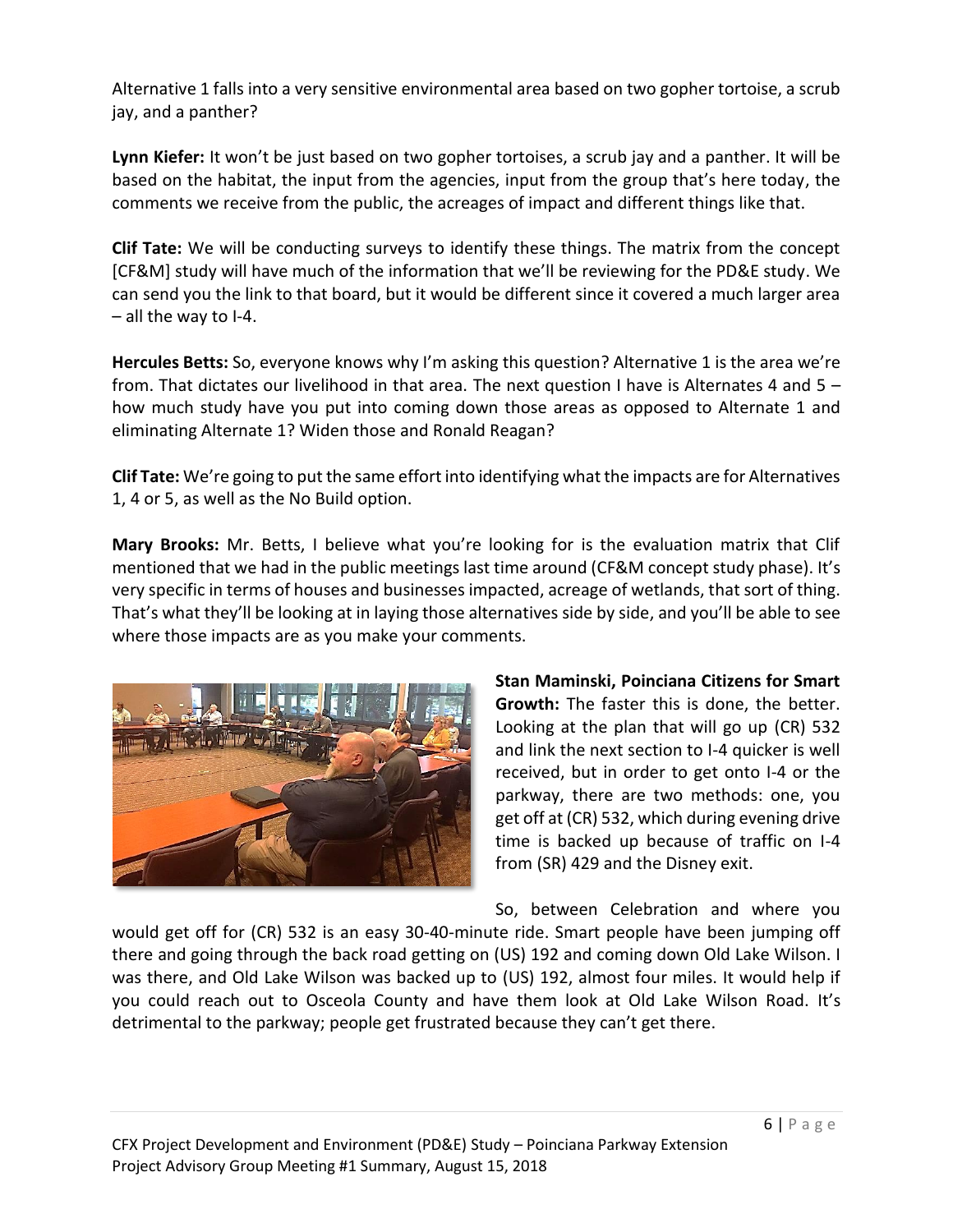Alternative 1 falls into a very sensitive environmental area based on two gopher tortoise, a scrub jay, and a panther?

**Lynn Kiefer:** It won't be just based on two gopher tortoises, a scrub jay and a panther. It will be based on the habitat, the input from the agencies, input from the group that's here today, the comments we receive from the public, the acreages of impact and different things like that.

**Clif Tate:** We will be conducting surveys to identify these things. The matrix from the concept [CF&M] study will have much of the information that we'll be reviewing for the PD&E study. We can send you the link to that board, but it would be different since it covered a much larger area – all the way to I-4.

**Hercules Betts:** So, everyone knows why I'm asking this question? Alternative 1 is the area we're from. That dictates our livelihood in that area. The next question I have is Alternates 4 and 5 – how much study have you put into coming down those areas as opposed to Alternate 1 and eliminating Alternate 1? Widen those and Ronald Reagan?

**Clif Tate:** We're going to put the same effort into identifying what the impacts are for Alternatives 1, 4 or 5, as well as the No Build option.

**Mary Brooks:** Mr. Betts, I believe what you're looking for is the evaluation matrix that Clif mentioned that we had in the public meetings last time around (CF&M concept study phase). It's very specific in terms of houses and businesses impacted, acreage of wetlands, that sort of thing. That's what they'll be looking at in laying those alternatives side by side, and you'll be able to see where those impacts are as you make your comments.

**Stan Maminski, Poinciana Citizens for Smart Growth:** The faster this is done, the better. Looking at the plan that will go up (CR) 532 and link the next section to I-4 quicker is well received, but in order to get onto I-4 or the parkway, there are two methods: one, you get off at (CR) 532, which during evening drive time is backed up because of traffic on I-4 from (SR) 429 and the Disney exit.

So, between Celebration and where you would get off for (CR) 532 is an easy 30-40-minute ride. Smart people have been jumping off there and going through the back road getting on (US) 192 and coming down Old Lake Wilson. I was there, and Old Lake Wilson was backed up to (US) 192, almost four miles. It would help if you could reach out to Osceola County and have them look at Old Lake Wilson Road. It's detrimental to the parkway; people get frustrated because they can't get there.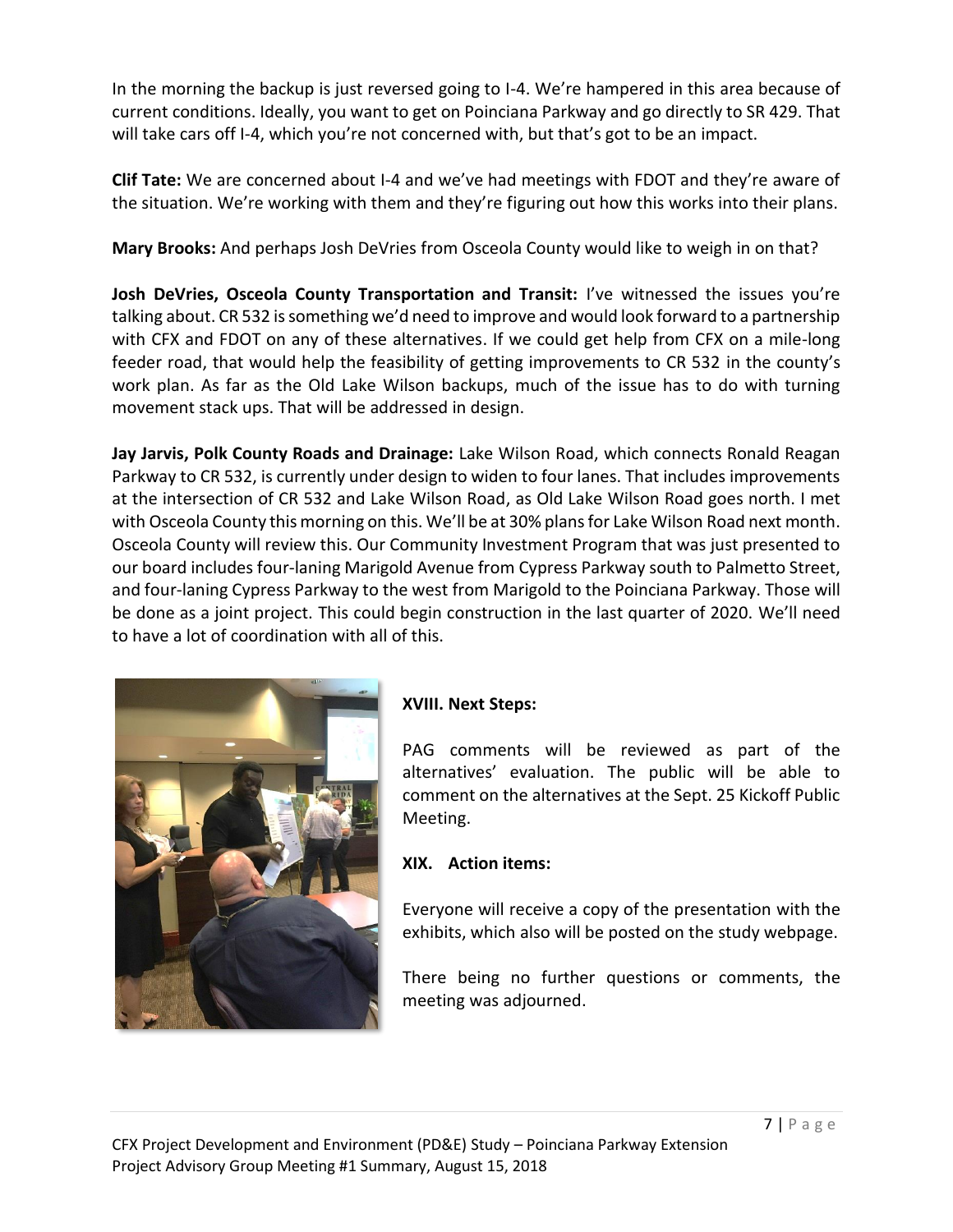In the morning the backup is just reversed going to I-4. We're hampered in this area because of current conditions. Ideally, you want to get on Poinciana Parkway and go directly to SR 429. That will take cars off I-4, which you're not concerned with, but that's got to be an impact.

**Clif Tate:** We are concerned about I-4 and we've had meetings with FDOT and they're aware of the situation. We're working with them and they're figuring out how this works into their plans.

**Mary Brooks:** And perhaps Josh DeVries from Osceola County would like to weigh in on that?

**Josh DeVries, Osceola County Transportation and Transit:** I've witnessed the issues you're talking about. CR 532 is something we'd need to improve and would look forward to a partnership with CFX and FDOT on any of these alternatives. If we could get help from CFX on a mile-long feeder road, that would help the feasibility of getting improvements to CR 532 in the county's work plan. As far as the Old Lake Wilson backups, much of the issue has to do with turning movement stack ups. That will be addressed in design.

**Jay Jarvis, Polk County Roads and Drainage:** Lake Wilson Road, which connects Ronald Reagan Parkway to CR 532, is currently under design to widen to four lanes. That includes improvements at the intersection of CR 532 and Lake Wilson Road, as Old Lake Wilson Road goes north. I met with Osceola County this morning on this. We'll be at 30% plans for Lake Wilson Road next month. Osceola County will review this. Our Community Investment Program that was just presented to our board includes four-laning Marigold Avenue from Cypress Parkway south to Palmetto Street, and four-laning Cypress Parkway to the west from Marigold to the Poinciana Parkway. Those will be done as a joint project. This could begin construction in the last quarter of 2020. We'll need to have a lot of coordination with all of this.

**XVIII. Next Steps:**

PAG comments will be reviewed as part of the alternatives' evaluation. The public will be able to comment on the alternatives at the Sept. 25 Kickoff Public Meeting.

**XIX. Action items:**

Everyone will receive a copy of the presentation with the exhibits, which also will be posted on the study webpage.

There being no further questions or comments, the meeting was adjourned.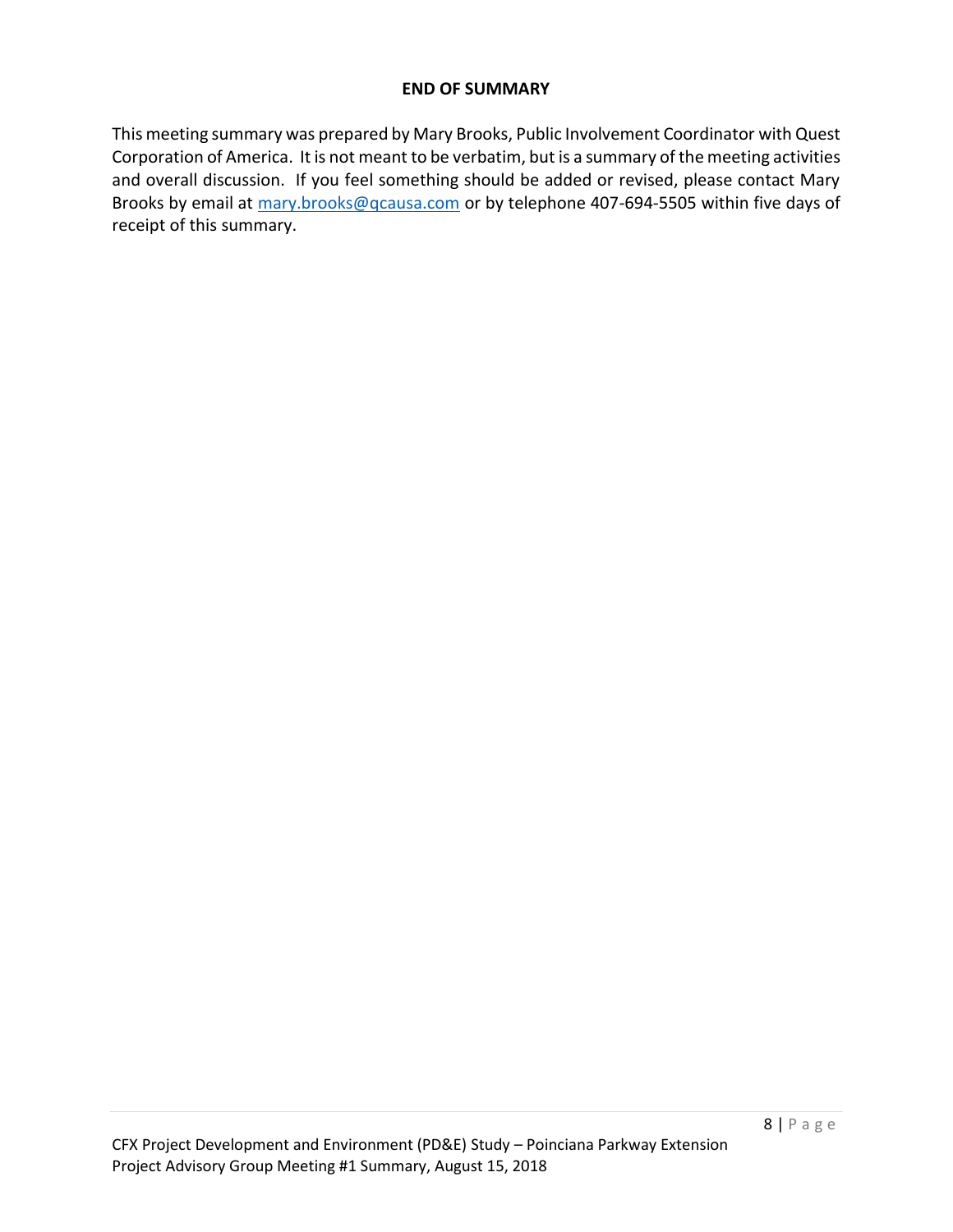**END OF SUMMARY**

This meeting summary was prepared by Mary Brooks, Public Involvement Coordinator with Quest Corporation of America. It is not meant to be verbatim, but is a summary of the meeting activities and overall discussion. If you feel something should be added or revised, please contact Mary Brooks by email at mary.brooks@qcausa.com or by telephone 407-694-5505 within five days of receipt of this summary.